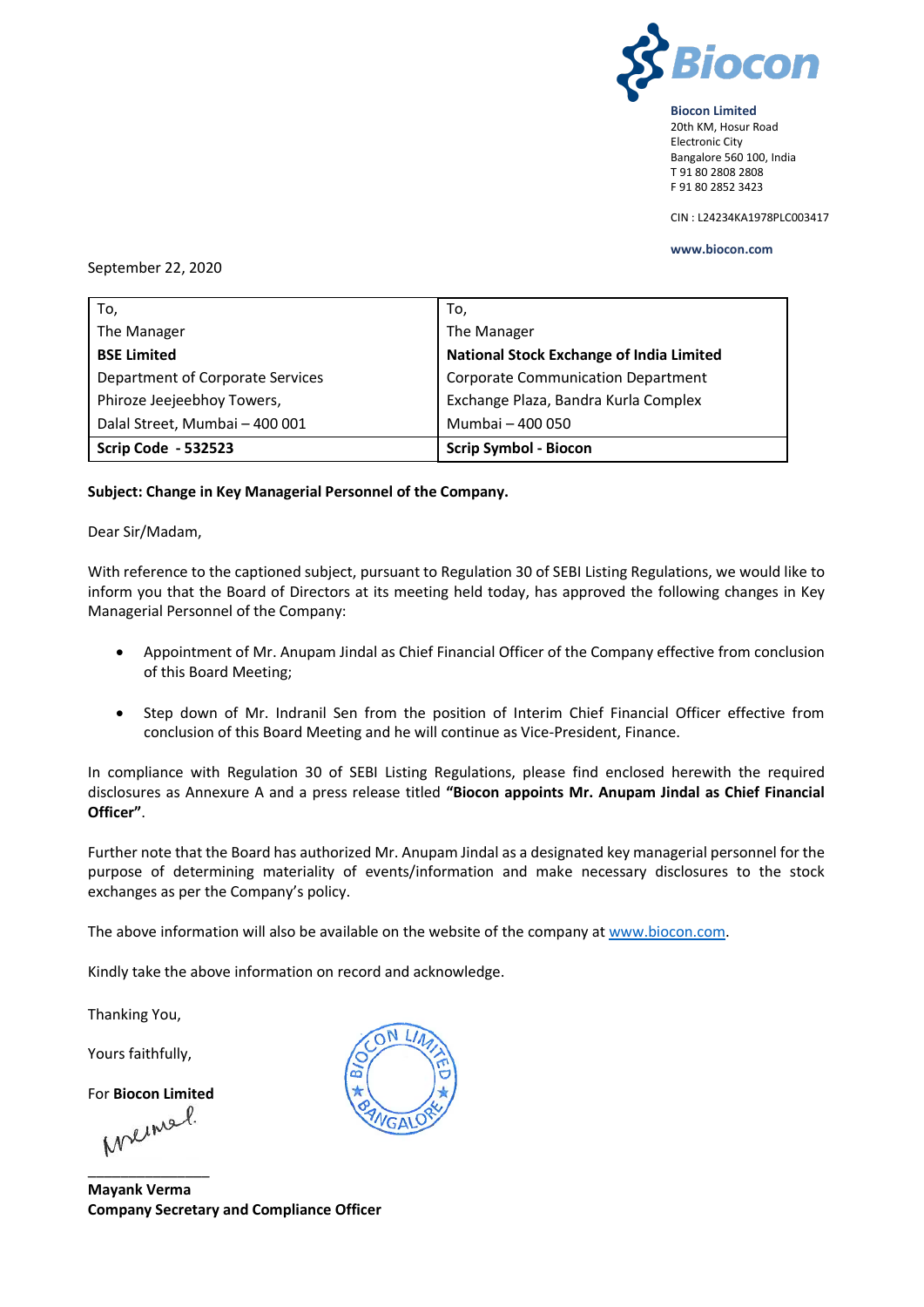**Biocon Limited**
20th KM, Hosur Road
Electronic City
Bangalore 560 100, India
T 91 80 2808 2808
F 91 80 2852 3423

CIN : L24234KA1978PLC003417

**www.biocon.com**

September 22, 2020

| To, | To, |
|---|---|
| The Manager | The Manager |
| **BSE Limited** | **National Stock Exchange of India Limited** |
| Department of Corporate Services | Corporate Communication Department |
| Phiroze Jeejeebhoy Towers, | Exchange Plaza, Bandra Kurla Complex |
| Dalal Street, Mumbai – 400 001 | Mumbai – 400 050 |
| **Scrip Code - 532523** | **Scrip Symbol - Biocon** |

**Subject: Change in Key Managerial Personnel of the Company.**

Dear Sir/Madam,

With reference to the captioned subject, pursuant to Regulation 30 of SEBI Listing Regulations, we would like to inform you that the Board of Directors at its meeting held today, has approved the following changes in Key Managerial Personnel of the Company:

- Appointment of Mr. Anupam Jindal as Chief Financial Officer of the Company effective from conclusion of this Board Meeting;
- Step down of Mr. Indranil Sen from the position of Interim Chief Financial Officer effective from conclusion of this Board Meeting and he will continue as Vice-President, Finance.

In compliance with Regulation 30 of SEBI Listing Regulations, please find enclosed herewith the required disclosures as Annexure A and a press release titled **"Biocon appoints Mr. Anupam Jindal as Chief Financial Officer"**.

Further note that the Board has authorized Mr. Anupam Jindal as a designated key managerial personnel for the purpose of determining materiality of events/information and make necessary disclosures to the stock exchanges as per the Company's policy.

The above information will also be available on the website of the company at www.biocon.com.

Kindly take the above information on record and acknowledge.

Thanking You,

Yours faithfully,

For **Biocon Limited**

**Mayank Verma**
**Company Secretary and Compliance Officer**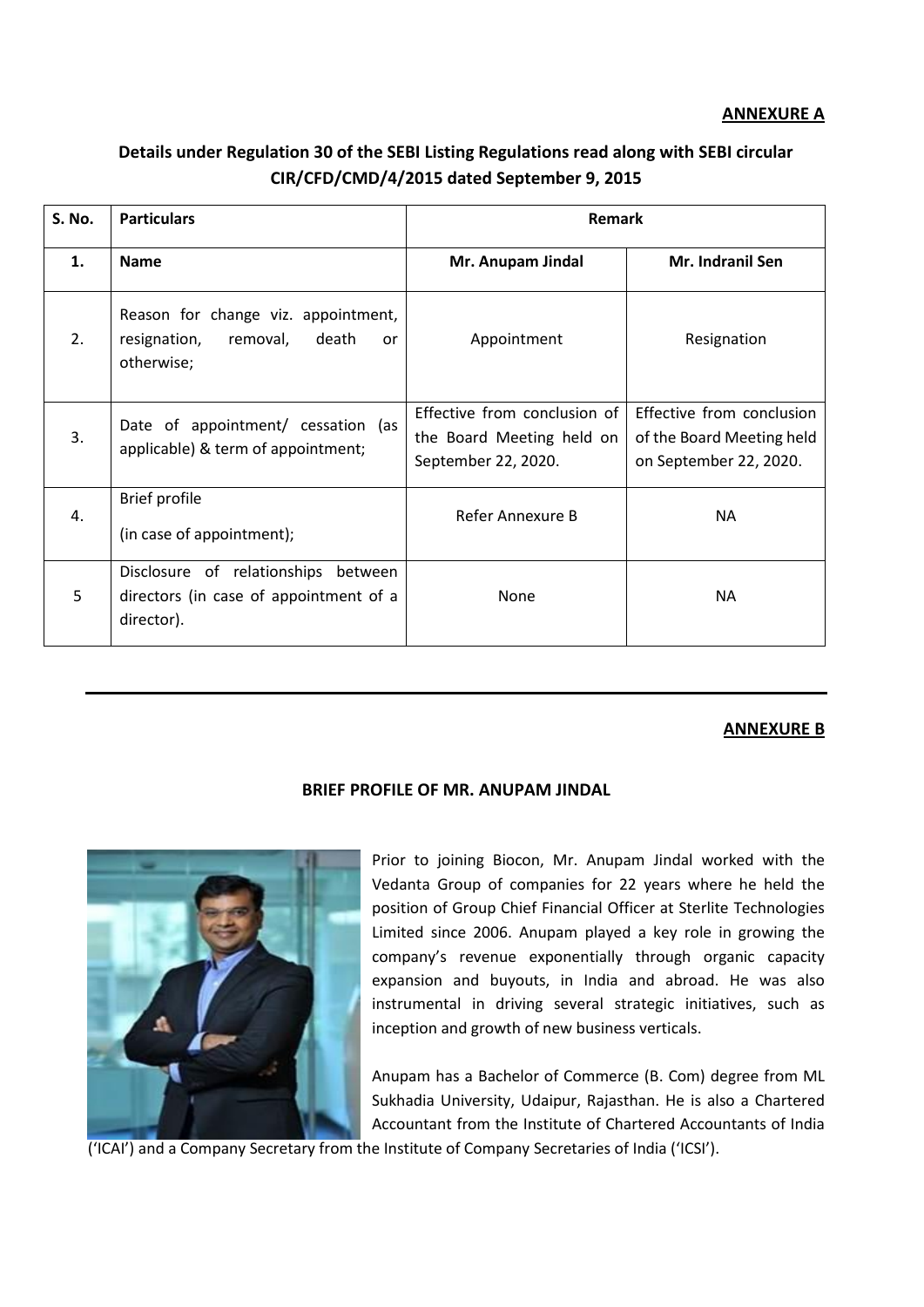**ANNEXURE A**

**Details under Regulation 30 of the SEBI Listing Regulations read along with SEBI circular CIR/CFD/CMD/4/2015 dated September 9, 2015**

| S. No. | Particulars | Remark | |
|---|---|---|---|
| **1.** | **Name** | **Mr. Anupam Jindal** | **Mr. Indranil Sen** |
| 2. | Reason for change viz. appointment, resignation, removal, death or otherwise; | Appointment | Resignation |
| 3. | Date of appointment/ cessation (as applicable) & term of appointment; | Effective from conclusion of the Board Meeting held on September 22, 2020. | Effective from conclusion of the Board Meeting held on September 22, 2020. |
| 4. | Brief profile (in case of appointment); | Refer Annexure B | NA |
| 5 | Disclosure of relationships between directors (in case of appointment of a director). | None | NA |

---

**ANNEXURE B**

**BRIEF PROFILE OF MR. ANUPAM JINDAL**

Prior to joining Biocon, Mr. Anupam Jindal worked with the Vedanta Group of companies for 22 years where he held the position of Group Chief Financial Officer at Sterlite Technologies Limited since 2006. Anupam played a key role in growing the company's revenue exponentially through organic capacity expansion and buyouts, in India and abroad. He was also instrumental in driving several strategic initiatives, such as inception and growth of new business verticals.

Anupam has a Bachelor of Commerce (B. Com) degree from ML Sukhadia University, Udaipur, Rajasthan. He is also a Chartered Accountant from the Institute of Chartered Accountants of India ('ICAI') and a Company Secretary from the Institute of Company Secretaries of India ('ICSI').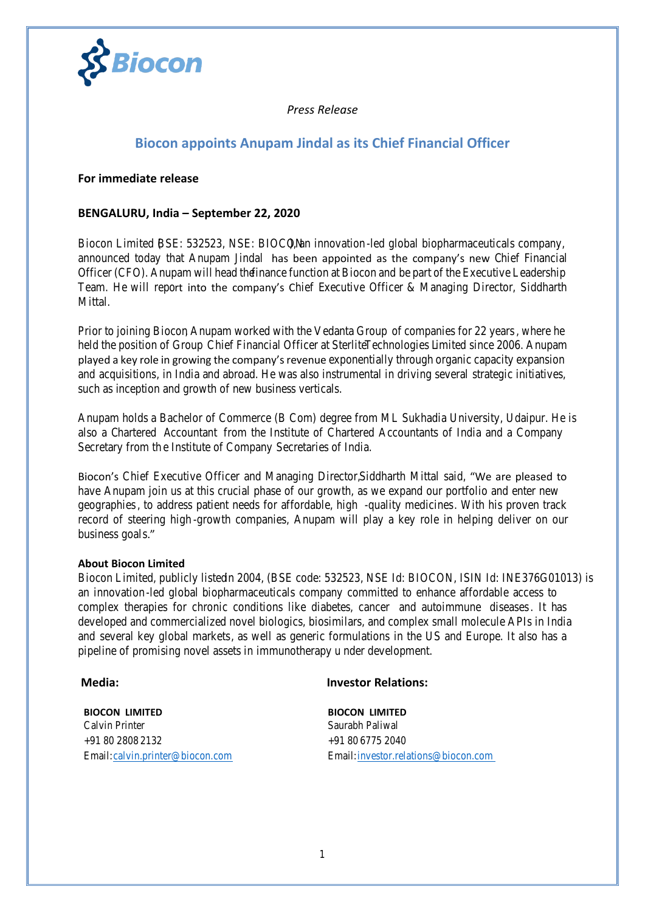*Press Release*

## Biocon appoints Anupam Jindal as its Chief Financial Officer

**For immediate release**

**BENGALURU, India – September 22, 2020**

Biocon Limited (BSE: 532523, NSE: BIOCON), an innovation-led global biopharmaceuticals company, announced today that Anupam Jindal has been appointed as the company's new Chief Financial Officer (CFO). Anupam will head the finance function at Biocon and be part of the Executive Leadership Team. He will report into the company's Chief Executive Officer & Managing Director, Siddharth Mittal.

Prior to joining Biocon, Anupam worked with the Vedanta Group of companies for 22 years, where he held the position of Group Chief Financial Officer at Sterlite Technologies Limited since 2006. Anupam played a key role in growing the company's revenue exponentially through organic capacity expansion and acquisitions, in India and abroad. He was also instrumental in driving several strategic initiatives, such as inception and growth of new business verticals.

Anupam holds a Bachelor of Commerce (B Com) degree from ML Sukhadia University, Udaipur. He is also a Chartered Accountant from the Institute of Chartered Accountants of India and a Company Secretary from the Institute of Company Secretaries of India.

Biocon's Chief Executive Officer and Managing Director, Siddharth Mittal said, "We are pleased to have Anupam join us at this crucial phase of our growth, as we expand our portfolio and enter new geographies, to address patient needs for affordable, high-quality medicines. With his proven track record of steering high-growth companies, Anupam will play a key role in helping deliver on our business goals."

**About Biocon Limited**

Biocon Limited, publicly listed in 2004, (BSE code: 532523, NSE Id: BIOCON, ISIN Id: INE376G01013) is an innovation-led global biopharmaceuticals company committed to enhance affordable access to complex therapies for chronic conditions like diabetes, cancer and autoimmune diseases. It has developed and commercialized novel biologics, biosimilars, and complex small molecule APIs in India and several key global markets, as well as generic formulations in the US and Europe. It also has a pipeline of promising novel assets in immunotherapy under development.

**Media:**

**BIOCON LIMITED**
Calvin Printer
+91 80 2808 2132
Email: calvin.printer@biocon.com

**Investor Relations:**

**BIOCON LIMITED**
Saurabh Paliwal
+91 80 6775 2040
Email: investor.relations@biocon.com